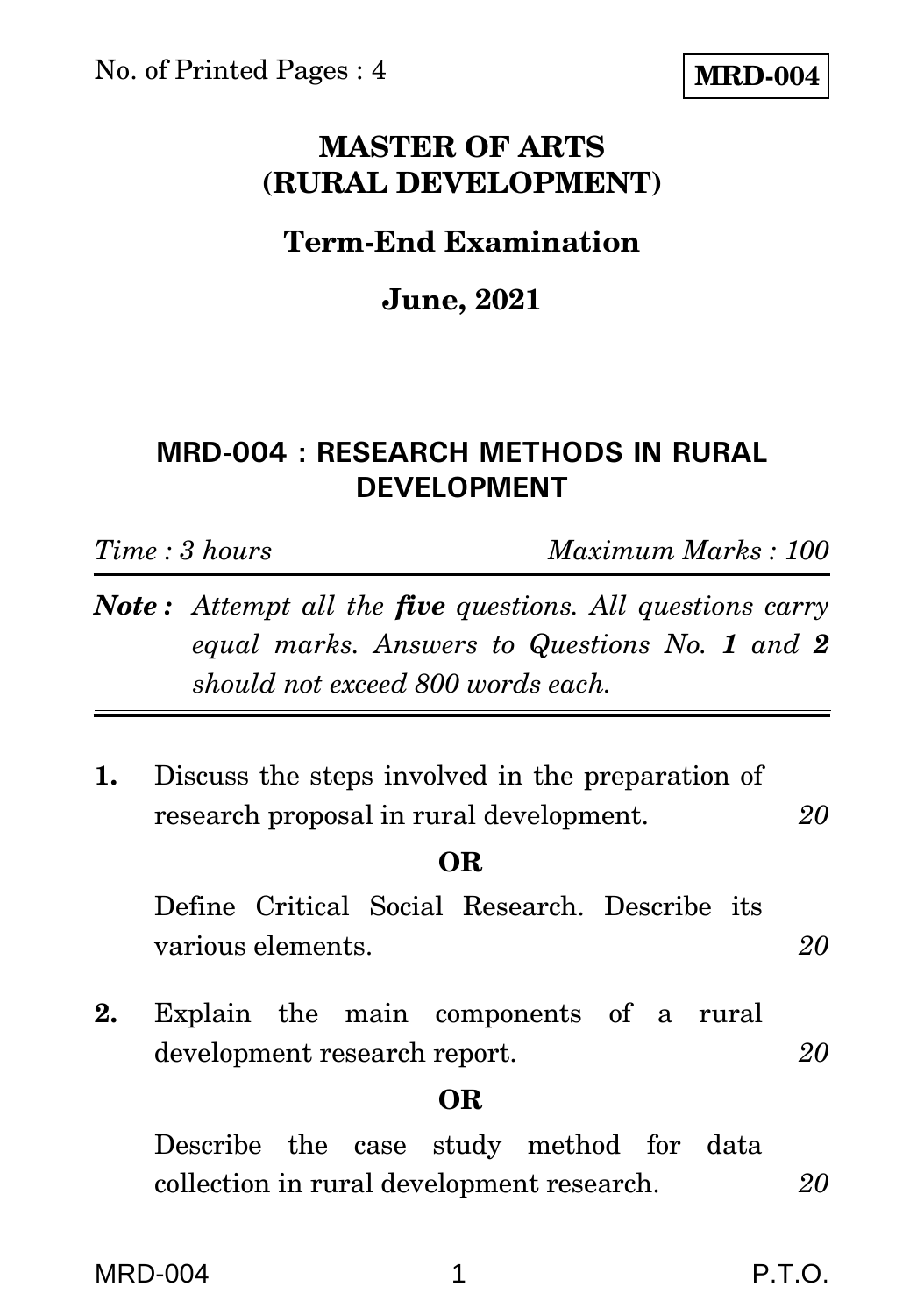No. of Printed Pages : 4

**MRD-004**

# MASTER OF ARTS (RURAL DEVELOPMENT)

## Term-End Examination

## June, 2021

## MRD-004 : RESEARCH METHODS IN RURAL DEVELOPMENT

*Time : 3 hours* *Maximum Marks : 100*

***Note :*** *Attempt all the* ***five*** *questions. All questions carry equal marks. Answers to Questions No.* ***1*** *and* ***2*** *should not exceed 800 words each.*

---

**1.** Discuss the steps involved in the preparation of research proposal in rural development. *20*

**OR**

Define Critical Social Research. Describe its various elements. *20*

**2.** Explain the main components of a rural development research report. *20*

**OR**

Describe the case study method for data collection in rural development research. *20*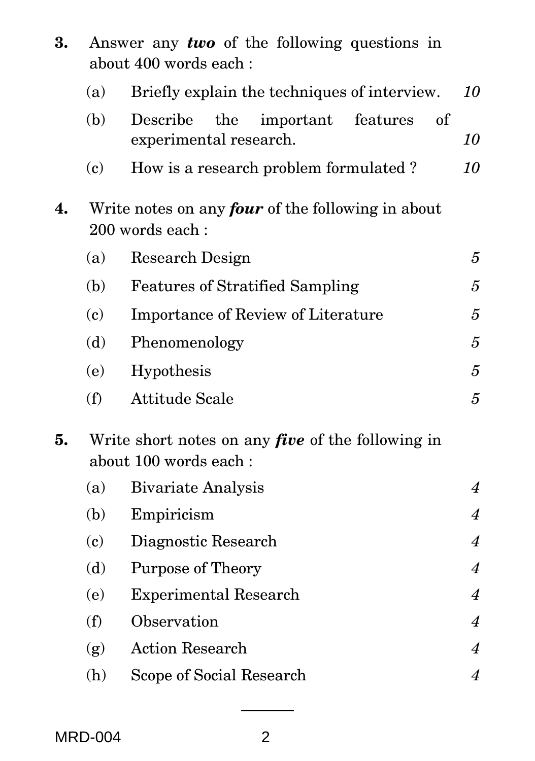3. Answer any ***two*** of the following questions in about 400 words each :

   (a) Briefly explain the techniques of interview. *10*

   (b) Describe the important features of experimental research. *10*

   (c) How is a research problem formulated ? *10*

4. Write notes on any ***four*** of the following in about 200 words each :

   (a) Research Design *5*

   (b) Features of Stratified Sampling *5*

   (c) Importance of Review of Literature *5*

   (d) Phenomenology *5*

   (e) Hypothesis *5*

   (f) Attitude Scale *5*

5. Write short notes on any ***five*** of the following in about 100 words each :

   (a) Bivariate Analysis *4*

   (b) Empiricism *4*

   (c) Diagnostic Research *4*

   (d) Purpose of Theory *4*

   (e) Experimental Research *4*

   (f) Observation *4*

   (g) Action Research *4*

   (h) Scope of Social Research *4*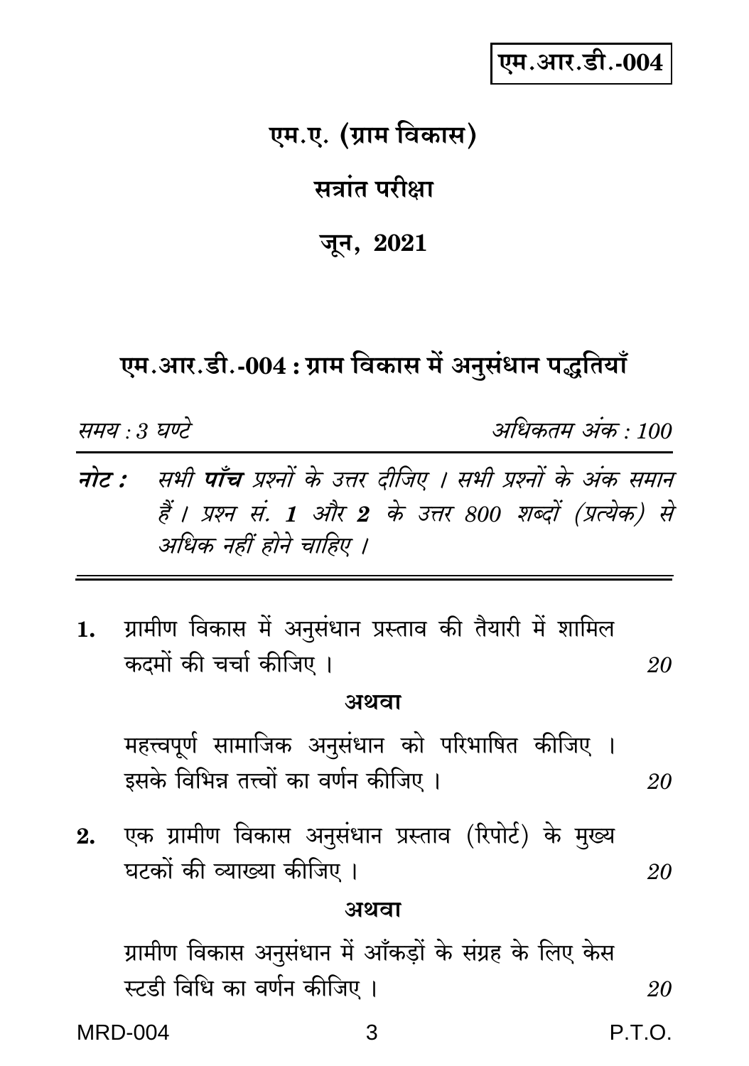एम.आर.डी.-004

# एम.ए. (ग्राम विकास)

## सत्रांत परीक्षा

## जून, 2021

## एम.आर.डी.-004 : ग्राम विकास में अनुसंधान पद्धतियाँ

*समय : 3 घण्टे* *अधिकतम अंक : 100*

***नोट :*** *सभी **पाँच** प्रश्नों के उत्तर दीजिए । सभी प्रश्नों के अंक समान हैं । प्रश्न सं. **1** और **2** के उत्तर 800 शब्दों (प्रत्येक) से अधिक नहीं होने चाहिए ।*

---

**1.** ग्रामीण विकास में अनुसंधान प्रस्ताव की तैयारी में शामिल कदमों की चर्चा कीजिए । *20*

**अथवा**

महत्त्वपूर्ण सामाजिक अनुसंधान को परिभाषित कीजिए । इसके विभिन्न तत्त्वों का वर्णन कीजिए । *20*

**2.** एक ग्रामीण विकास अनुसंधान प्रस्ताव (रिपोर्ट) के मुख्य घटकों की व्याख्या कीजिए । *20*

**अथवा**

ग्रामीण विकास अनुसंधान में आँकड़ों के संग्रह के लिए केस स्टडी विधि का वर्णन कीजिए । *20*

MRD-004 P.T.O.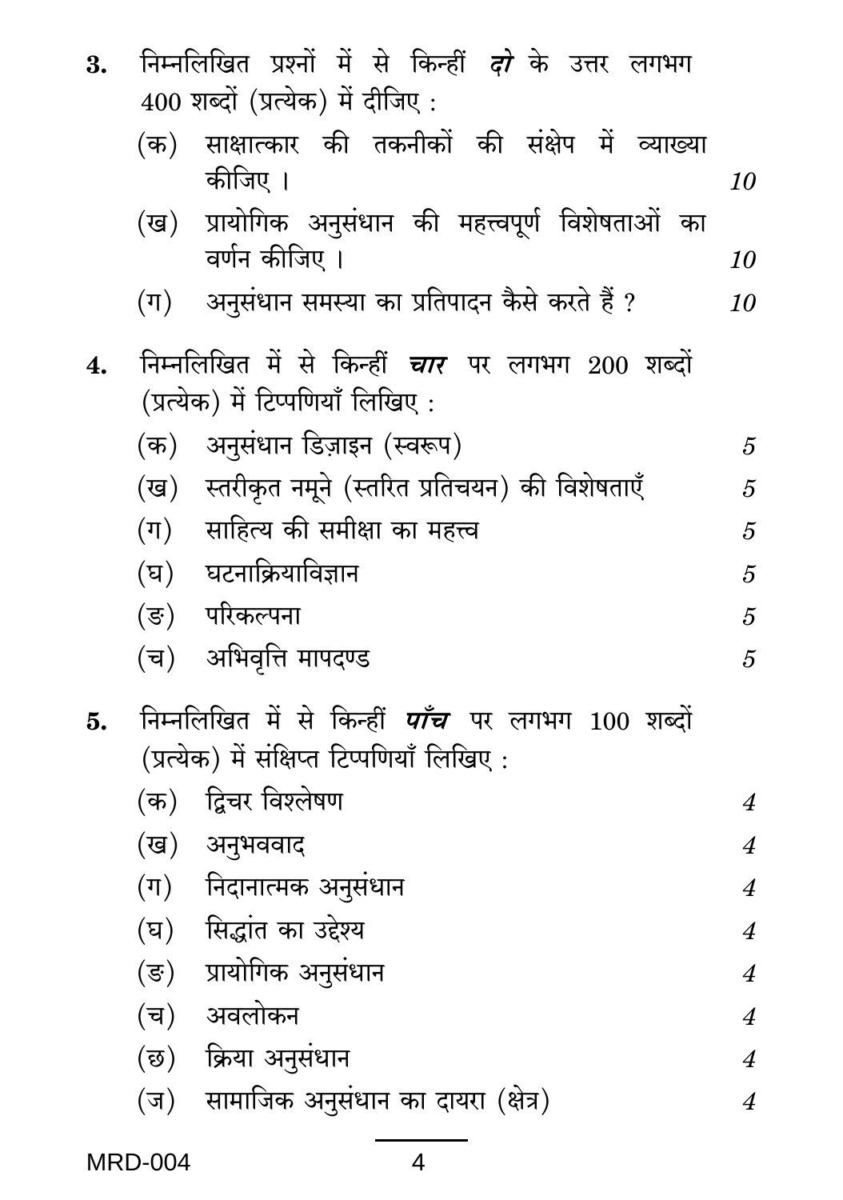**3.** निम्नलिखित प्रश्नों में से किन्हीं ***दो*** के उत्तर लगभग 400 शब्दों (प्रत्येक) में दीजिए :

(क) साक्षात्कार की तकनीकों की संक्षेप में व्याख्या कीजिए । *10*

(ख) प्रायोगिक अनुसंधान की महत्त्वपूर्ण विशेषताओं का वर्णन कीजिए । *10*

(ग) अनुसंधान समस्या का प्रतिपादन कैसे करते हैं ? *10*

**4.** निम्नलिखित में से किन्हीं ***चार*** पर लगभग 200 शब्दों (प्रत्येक) में टिप्पणियाँ लिखिए :

(क) अनुसंधान डिज़ाइन (स्वरूप) *5*

(ख) स्तरीकृत नमूने (स्तरित प्रतिचयन) की विशेषताएँ *5*

(ग) साहित्य की समीक्षा का महत्त्व *5*

(घ) घटनाक्रियाविज्ञान *5*

(ङ) परिकल्पना *5*

(च) अभिवृत्ति मापदण्ड *5*

**5.** निम्नलिखित में से किन्हीं ***पाँच*** पर लगभग 100 शब्दों (प्रत्येक) में संक्षिप्त टिप्पणियाँ लिखिए :

(क) द्विचर विश्लेषण *4*

(ख) अनुभववाद *4*

(ग) निदानात्मक अनुसंधान *4*

(घ) सिद्धांत का उद्देश्य *4*

(ङ) प्रायोगिक अनुसंधान *4*

(च) अवलोकन *4*

(छ) क्रिया अनुसंधान *4*

(ज) सामाजिक अनुसंधान का दायरा (क्षेत्र) *4*